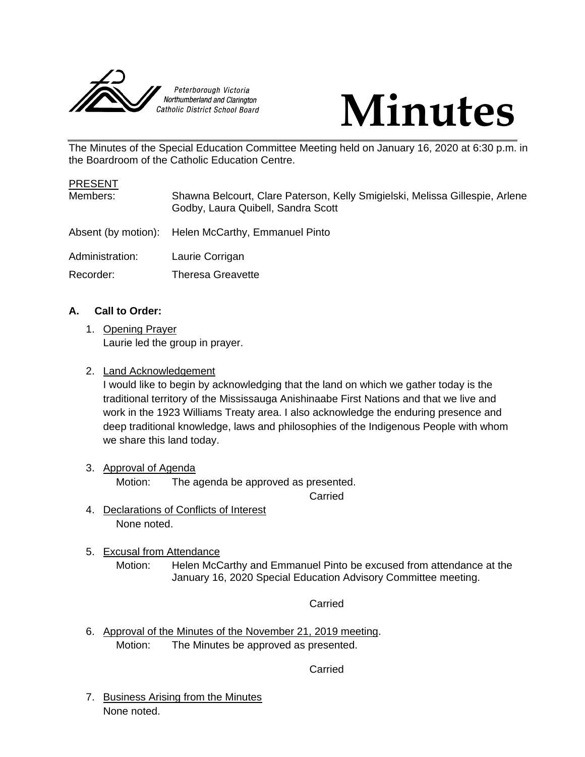Peterborough Victoria Northumberland and Clarington Catholic District School Board

# Minutes

The Minutes of the Special Education Committee Meeting held on January 16, 2020 at 6:30 p.m. in the Boardroom of the Catholic Education Centre.

PRESENT

| | |
|---|---|
| Members: | Shawna Belcourt, Clare Paterson, Kelly Smigielski, Melissa Gillespie, Arlene Godby, Laura Quibell, Sandra Scott |
| Absent (by motion): | Helen McCarthy, Emmanuel Pinto |
| Administration: | Laurie Corrigan |
| Recorder: | Theresa Greavette |

**A. Call to Order:**

1. Opening Prayer
   Laurie led the group in prayer.

2. Land Acknowledgement
   I would like to begin by acknowledging that the land on which we gather today is the traditional territory of the Mississauga Anishinaabe First Nations and that we live and work in the 1923 Williams Treaty area. I also acknowledge the enduring presence and deep traditional knowledge, laws and philosophies of the Indigenous People with whom we share this land today.

3. Approval of Agenda
   Motion: The agenda be approved as presented.

   Carried

4. Declarations of Conflicts of Interest
   None noted.

5. Excusal from Attendance
   Motion: Helen McCarthy and Emmanuel Pinto be excused from attendance at the January 16, 2020 Special Education Advisory Committee meeting.

   Carried

6. Approval of the Minutes of the November 21, 2019 meeting.
   Motion: The Minutes be approved as presented.

   Carried

7. Business Arising from the Minutes
   None noted.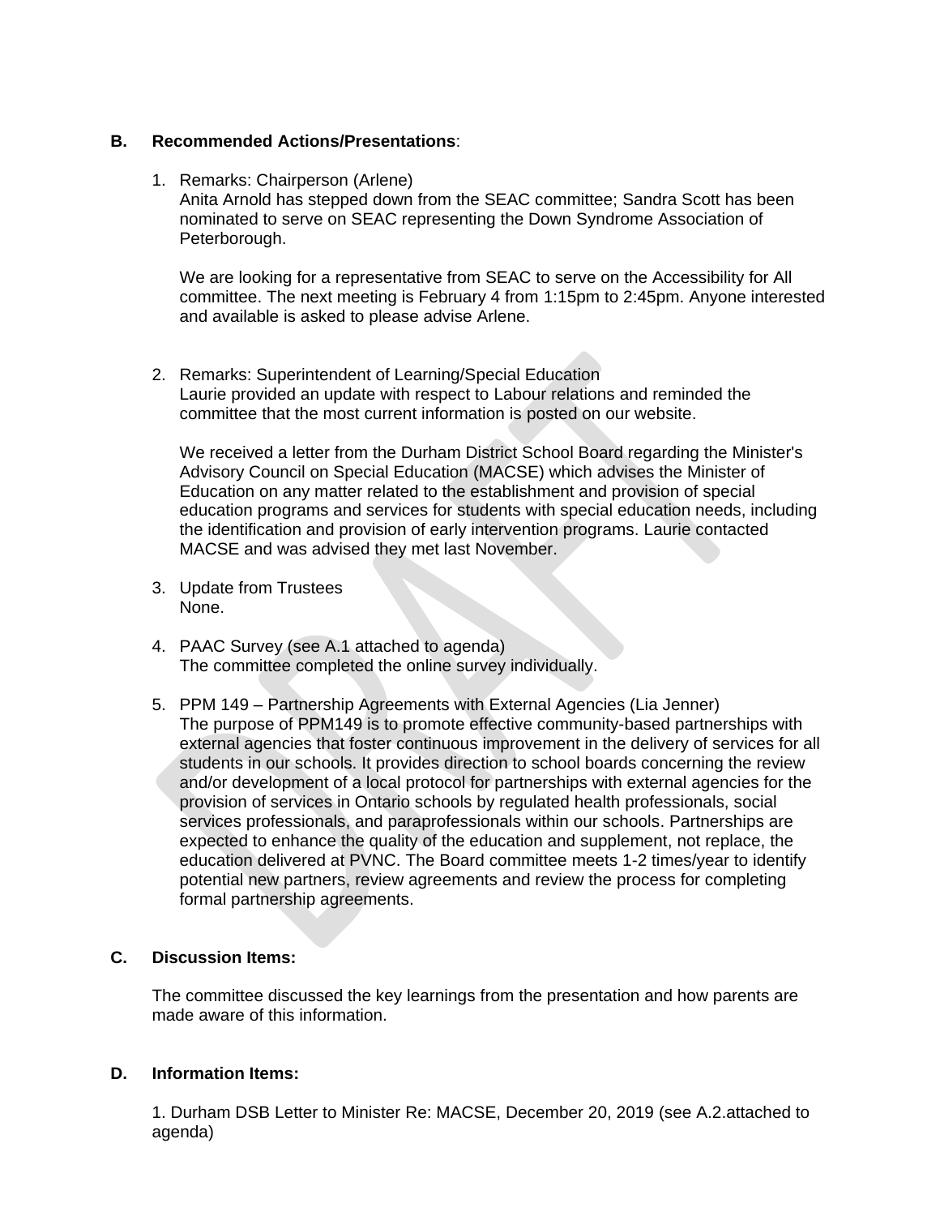**B. Recommended Actions/Presentations**:

1. Remarks: Chairperson (Arlene)
   Anita Arnold has stepped down from the SEAC committee; Sandra Scott has been nominated to serve on SEAC representing the Down Syndrome Association of Peterborough.

   We are looking for a representative from SEAC to serve on the Accessibility for All committee. The next meeting is February 4 from 1:15pm to 2:45pm. Anyone interested and available is asked to please advise Arlene.

2. Remarks: Superintendent of Learning/Special Education
   Laurie provided an update with respect to Labour relations and reminded the committee that the most current information is posted on our website.

   We received a letter from the Durham District School Board regarding the Minister's Advisory Council on Special Education (MACSE) which advises the Minister of Education on any matter related to the establishment and provision of special education programs and services for students with special education needs, including the identification and provision of early intervention programs. Laurie contacted MACSE and was advised they met last November.

3. Update from Trustees
   None.

4. PAAC Survey (see A.1 attached to agenda)
   The committee completed the online survey individually.

5. PPM 149 – Partnership Agreements with External Agencies (Lia Jenner)
   The purpose of PPM149 is to promote effective community-based partnerships with external agencies that foster continuous improvement in the delivery of services for all students in our schools. It provides direction to school boards concerning the review and/or development of a local protocol for partnerships with external agencies for the provision of services in Ontario schools by regulated health professionals, social services professionals, and paraprofessionals within our schools. Partnerships are expected to enhance the quality of the education and supplement, not replace, the education delivered at PVNC. The Board committee meets 1-2 times/year to identify potential new partners, review agreements and review the process for completing formal partnership agreements.

**C. Discussion Items:**

The committee discussed the key learnings from the presentation and how parents are made aware of this information.

**D. Information Items:**

1. Durham DSB Letter to Minister Re: MACSE, December 20, 2019 (see A.2.attached to agenda)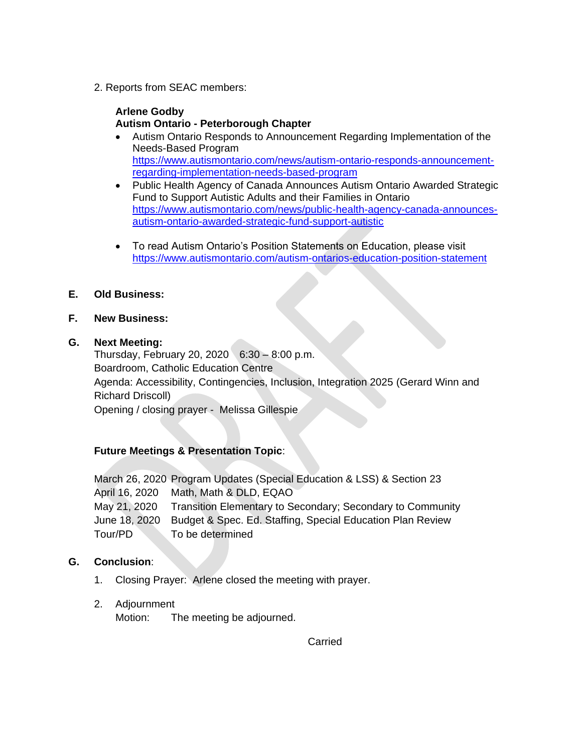2. Reports from SEAC members:

**Arlene Godby**
**Autism Ontario - Peterborough Chapter**

- Autism Ontario Responds to Announcement Regarding Implementation of the Needs-Based Program
  https://www.autismontario.com/news/autism-ontario-responds-announcement-regarding-implementation-needs-based-program
- Public Health Agency of Canada Announces Autism Ontario Awarded Strategic Fund to Support Autistic Adults and their Families in Ontario
  https://www.autismontario.com/news/public-health-agency-canada-announces-autism-ontario-awarded-strategic-fund-support-autistic

- To read Autism Ontario's Position Statements on Education, please visit
  https://www.autismontario.com/autism-ontarios-education-position-statement

**E. Old Business:**

**F. New Business:**

**G. Next Meeting:**
Thursday, February 20, 2020   6:30 – 8:00 p.m.
Boardroom, Catholic Education Centre
Agenda: Accessibility, Contingencies, Inclusion, Integration 2025 (Gerard Winn and Richard Driscoll)
Opening / closing prayer - Melissa Gillespie

**Future Meetings & Presentation Topic**:

| | |
|---|---|
| March 26, 2020 | Program Updates (Special Education & LSS) & Section 23 |
| April 16, 2020 | Math, Math & DLD, EQAO |
| May 21, 2020 | Transition Elementary to Secondary; Secondary to Community |
| June 18, 2020 | Budget & Spec. Ed. Staffing, Special Education Plan Review |
| Tour/PD | To be determined |

**G. Conclusion**:

1. Closing Prayer: Arlene closed the meeting with prayer.

2. Adjournment
   Motion: The meeting be adjourned.

Carried